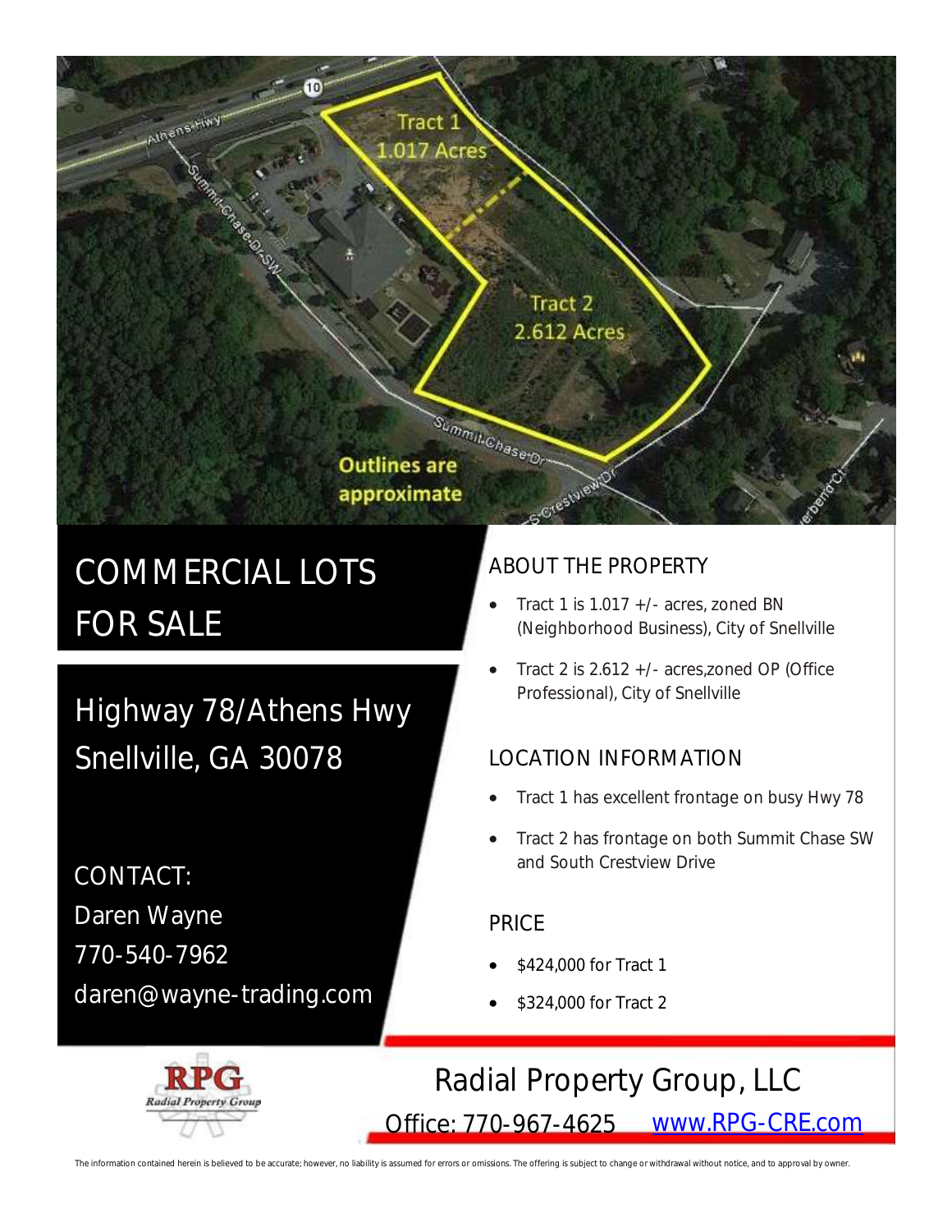# COMMERCIAL LOTS FOR SALE

## Highway 78/Athens Hwy Snellville, GA 30078

CONTACT:
Daren Wayne
770-540-7962
daren@wayne-trading.com

### ABOUT THE PROPERTY

- Tract 1 is 1.017 +/- acres, zoned BN (Neighborhood Business), City of Snellville
- Tract 2 is 2.612 +/- acres,zoned OP (Office Professional), City of Snellville

### LOCATION INFORMATION

- Tract 1 has excellent frontage on busy Hwy 78
- Tract 2 has frontage on both Summit Chase SW and South Crestview Drive

### PRICE

- $424,000 for Tract 1
- $324,000 for Tract 2

Radial Property Group, LLC

Office: 770-967-4625 www.RPG-CRE.com

The information contained herein is believed to be accurate; however, no liability is assumed for errors or omissions. The offering is subject to change or withdrawal without notice, and to approval by owner.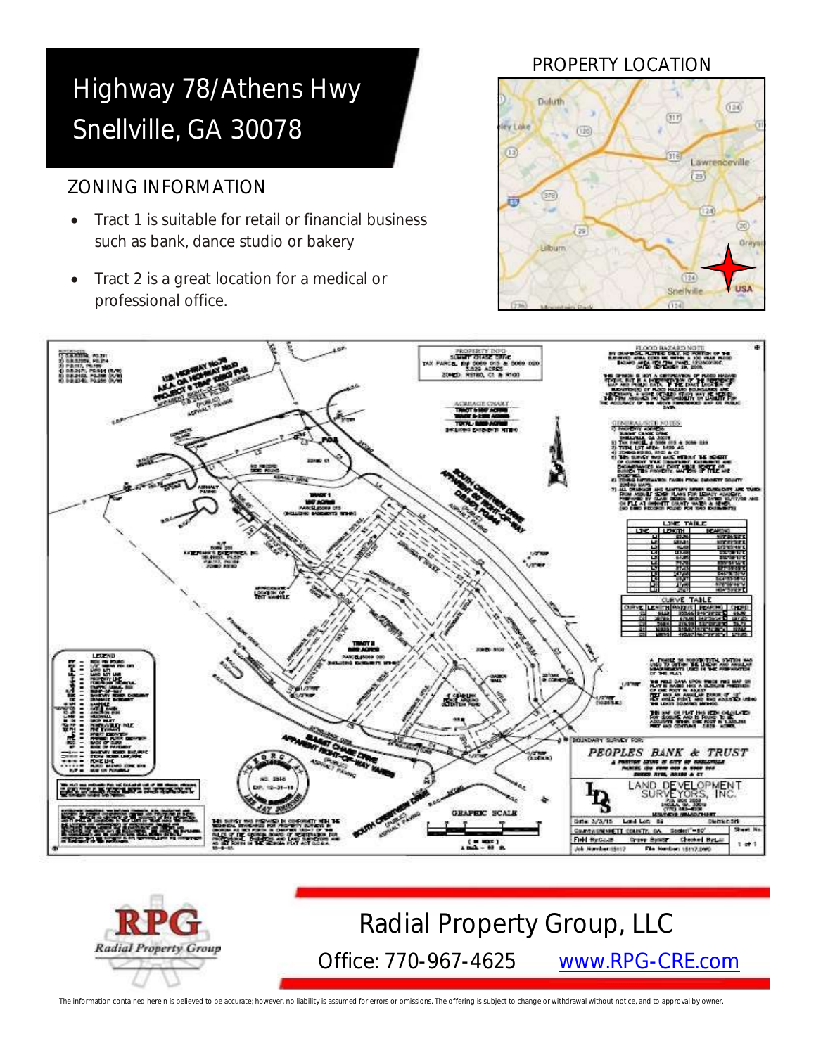# Highway 78/Athens Hwy
# Snellville, GA 30078

## ZONING INFORMATION

- Tract 1 is suitable for retail or financial business such as bank, dance studio or bakery
- Tract 2 is a great location for a medical or professional office.

## PROPERTY LOCATION

Duluth
Lawrenceville
Lilburn
Snellville
USA

## Radial Property Group, LLC

Office: 770-967-4625 [www.RPG-CRE.com](http://www.RPG-CRE.com)

The information contained herein is believed to be accurate; however, no liability is assumed for errors or omissions. The offering is subject to change or withdrawal without notice, and to approval by owner.